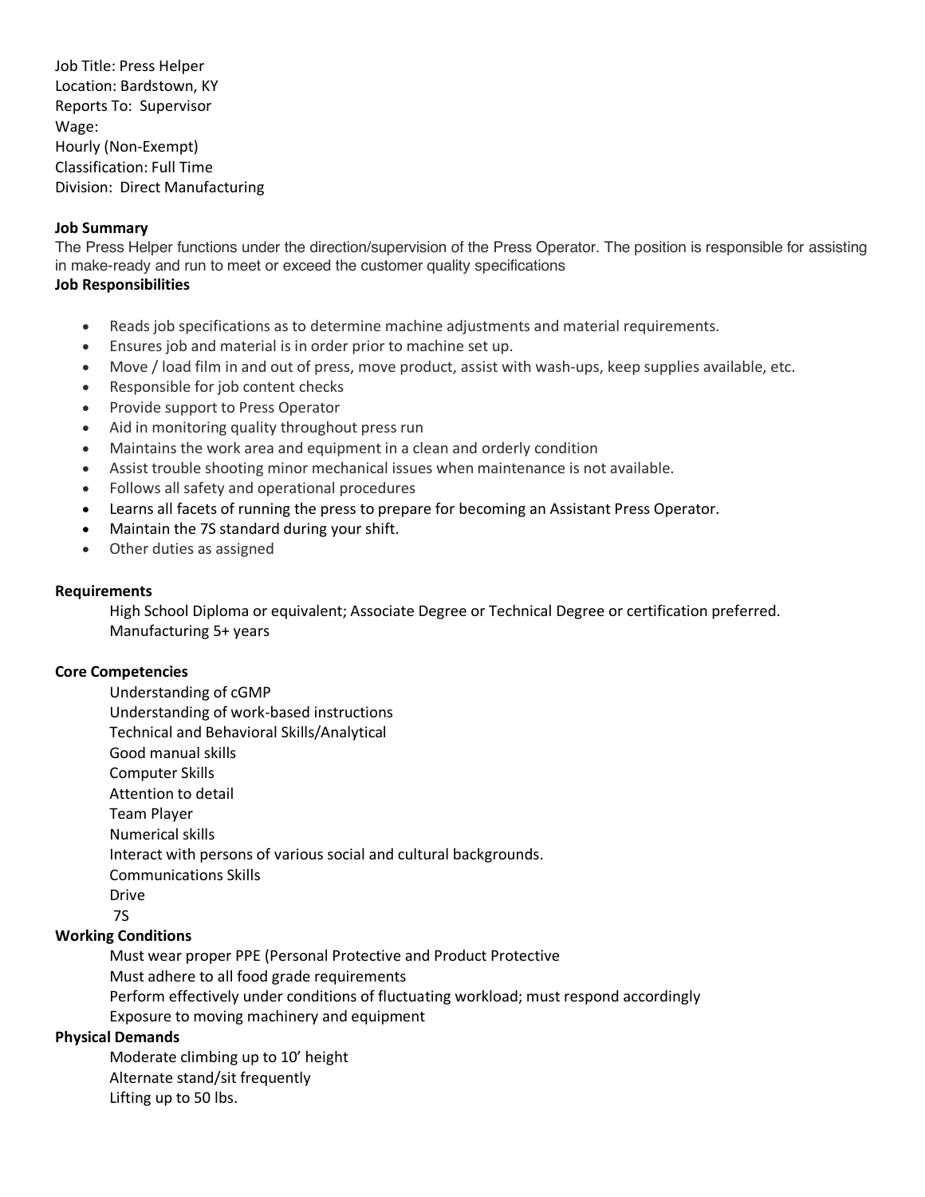Job Title: Press Helper
Location: Bardstown, KY
Reports To: Supervisor
Wage:
Hourly (Non-Exempt)
Classification: Full Time
Division: Direct Manufacturing

**Job Summary**

The Press Helper functions under the direction/supervision of the Press Operator. The position is responsible for assisting in make-ready and run to meet or exceed the customer quality specifications

**Job Responsibilities**

- Reads job specifications as to determine machine adjustments and material requirements.
- Ensures job and material is in order prior to machine set up.
- Move / load film in and out of press, move product, assist with wash-ups, keep supplies available, etc.
- Responsible for job content checks
- Provide support to Press Operator
- Aid in monitoring quality throughout press run
- Maintains the work area and equipment in a clean and orderly condition
- Assist trouble shooting minor mechanical issues when maintenance is not available.
- Follows all safety and operational procedures
- Learns all facets of running the press to prepare for becoming an Assistant Press Operator.
- Maintain the 7S standard during your shift.
- Other duties as assigned

**Requirements**

High School Diploma or equivalent; Associate Degree or Technical Degree or certification preferred.
Manufacturing 5+ years

**Core Competencies**

Understanding of cGMP
Understanding of work-based instructions
Technical and Behavioral Skills/Analytical
Good manual skills
Computer Skills
Attention to detail
Team Player
Numerical skills
Interact with persons of various social and cultural backgrounds.
Communications Skills
Drive
7S

**Working Conditions**

Must wear proper PPE (Personal Protective and Product Protective
Must adhere to all food grade requirements
Perform effectively under conditions of fluctuating workload; must respond accordingly
Exposure to moving machinery and equipment

**Physical Demands**

Moderate climbing up to 10' height
Alternate stand/sit frequently
Lifting up to 50 lbs.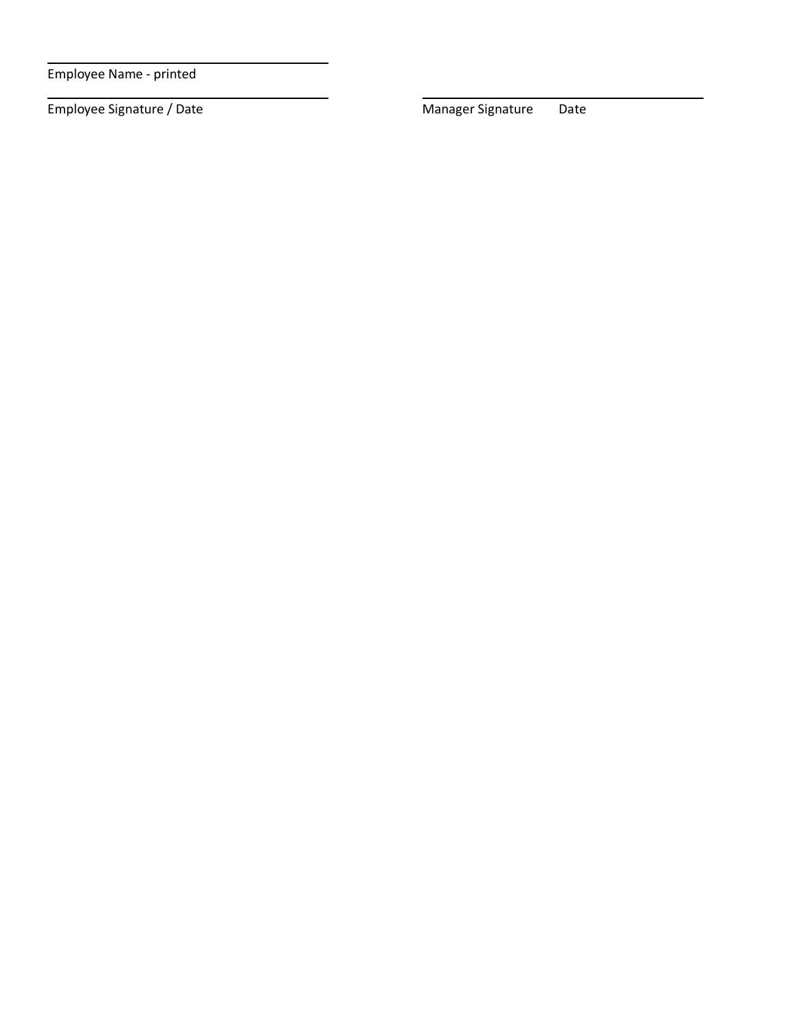\_\_\_\_\_\_\_\_\_\_\_\_\_\_\_\_\_\_\_\_\_\_\_\_\_\_\_\_\_\_\_\_\_\_\_\_\_\_\_\_\_\_\_\_
Employee Name - printed

\_\_\_\_\_\_\_\_\_\_\_\_\_\_\_\_\_\_\_\_\_\_\_\_\_\_\_\_\_\_\_\_\_\_\_\_\_\_\_\_\_\_\_\_
Employee Signature / Date

\_\_\_\_\_\_\_\_\_\_\_\_\_\_\_\_\_\_\_\_\_\_\_\_\_\_\_\_\_\_\_\_\_\_\_\_\_\_\_\_\_\_\_\_
Manager Signature Date